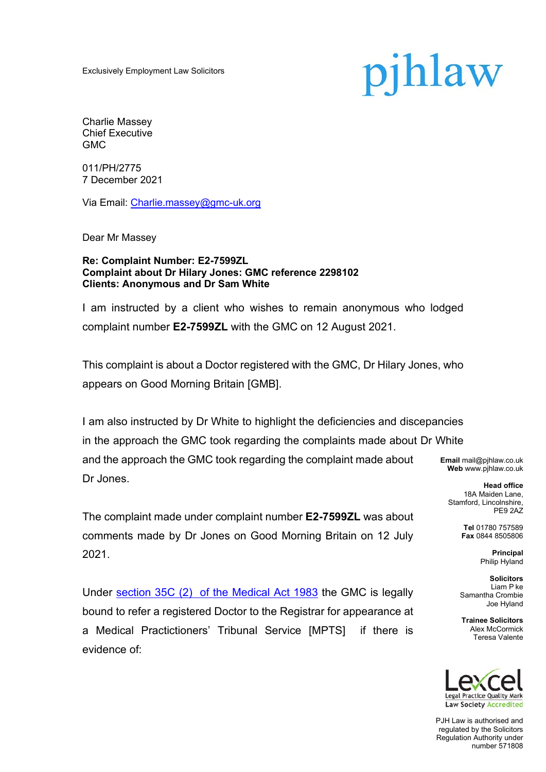Exclusively Employment Law Solicitors

pjhlaw

Charlie Massey
Chief Executive
GMC

011/PH/2775
7 December 2021

Via Email: [Charlie.massey@gmc-uk.org](mailto:Charlie.massey@gmc-uk.org)

Dear Mr Massey

**Re: Complaint Number: E2-7599ZL**
**Complaint about Dr Hilary Jones: GMC reference 2298102**
**Clients: Anonymous and Dr Sam White**

I am instructed by a client who wishes to remain anonymous who lodged complaint number **E2-7599ZL** with the GMC on 12 August 2021.

This complaint is about a Doctor registered with the GMC, Dr Hilary Jones, who appears on Good Morning Britain [GMB].

I am also instructed by Dr White to highlight the deficiencies and discepancies in the approach the GMC took regarding the complaints made about Dr White and the approach the GMC took regarding the complaint made about Dr Jones.

The complaint made under complaint number **E2-7599ZL** was about comments made by Dr Jones on Good Morning Britain on 12 July 2021.

Under [section 35C (2) of the Medical Act 1983](#) the GMC is legally bound to refer a registered Doctor to the Registrar for appearance at a Medical Practitioners' Tribunal Service [MPTS] if there is evidence of:

**Email** mail@pjhlaw.co.uk
**Web** www.pjhlaw.co.uk

**Head office**
18A Maiden Lane,
Stamford, Lincolnshire,
PE9 2AZ

**Tel** 01780 757589
**Fax** 0844 8505806

**Principal**
Philip Hyland

**Solicitors**
Liam P ke
Samantha Crombie
Joe Hyland

**Trainee Solicitors**
Alex McCormick
Teresa Valente

Lexcel
Legal Practice Quality Mark
Law Society Accredited

PJH Law is authorised and regulated by the Solicitors Regulation Authority under number 571808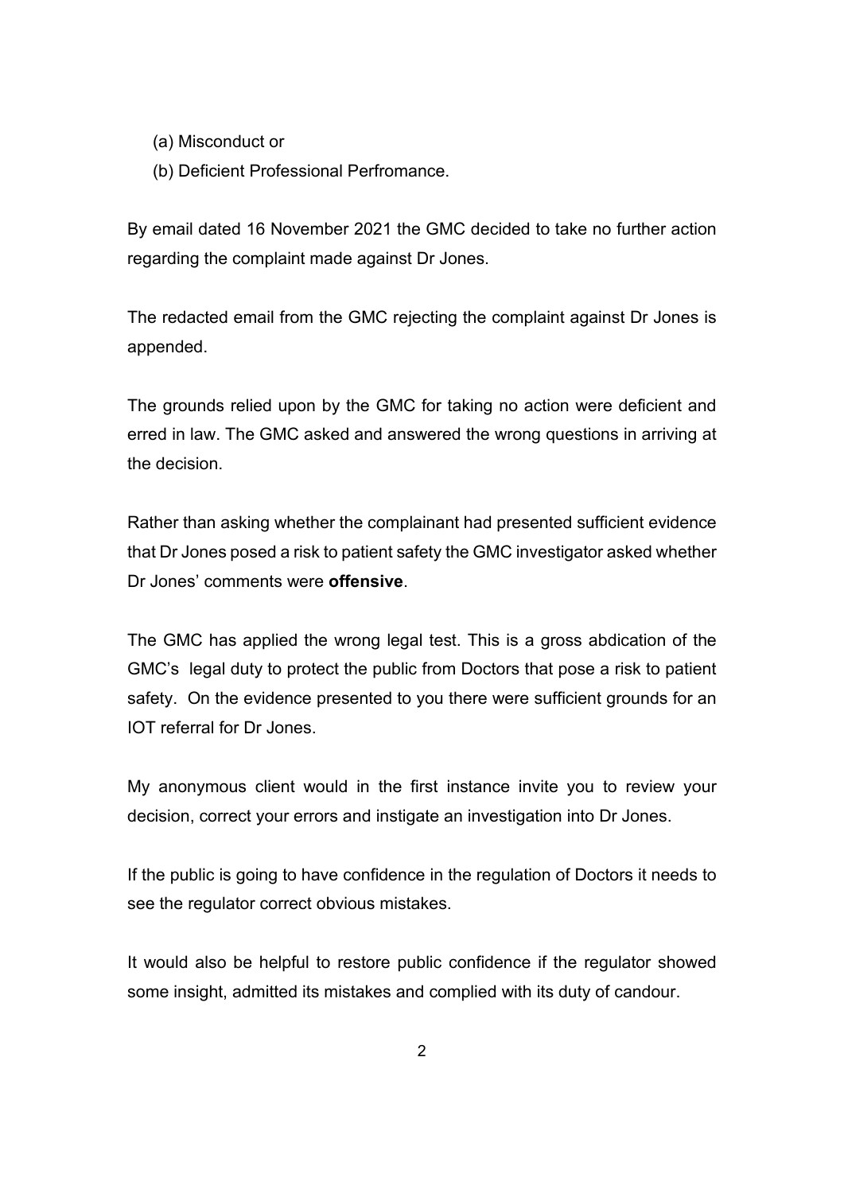(a) Misconduct or

(b) Deficient Professional Perfromance.

By email dated 16 November 2021 the GMC decided to take no further action regarding the complaint made against Dr Jones.

The redacted email from the GMC rejecting the complaint against Dr Jones is appended.

The grounds relied upon by the GMC for taking no action were deficient and erred in law. The GMC asked and answered the wrong questions in arriving at the decision.

Rather than asking whether the complainant had presented sufficient evidence that Dr Jones posed a risk to patient safety the GMC investigator asked whether Dr Jones' comments were **offensive**.

The GMC has applied the wrong legal test. This is a gross abdication of the GMC's legal duty to protect the public from Doctors that pose a risk to patient safety. On the evidence presented to you there were sufficient grounds for an IOT referral for Dr Jones.

My anonymous client would in the first instance invite you to review your decision, correct your errors and instigate an investigation into Dr Jones.

If the public is going to have confidence in the regulation of Doctors it needs to see the regulator correct obvious mistakes.

It would also be helpful to restore public confidence if the regulator showed some insight, admitted its mistakes and complied with its duty of candour.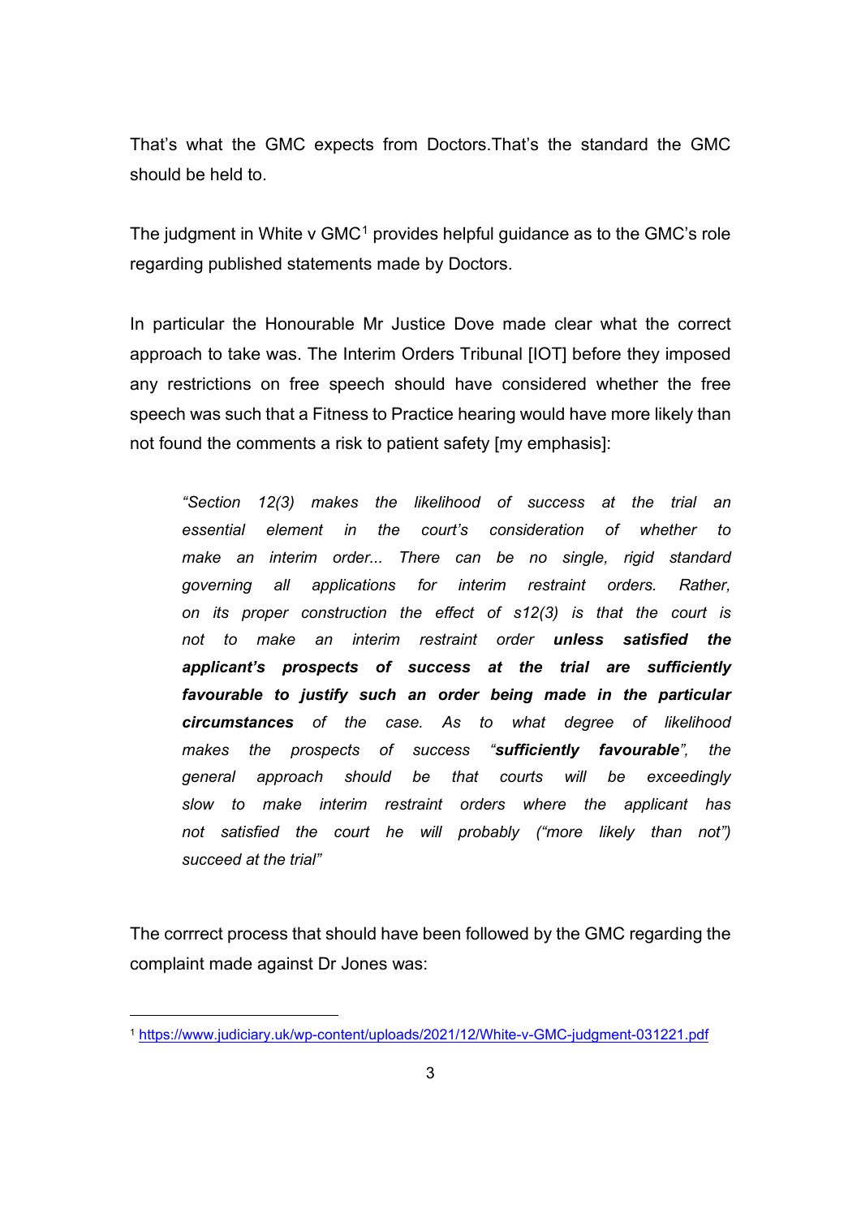That's what the GMC expects from Doctors.That's the standard the GMC should be held to.

The judgment in White v GMC[1] provides helpful guidance as to the GMC's role regarding published statements made by Doctors.

In particular the Honourable Mr Justice Dove made clear what the correct approach to take was. The Interim Orders Tribunal [IOT] before they imposed any restrictions on free speech should have considered whether the free speech was such that a Fitness to Practice hearing would have more likely than not found the comments a risk to patient safety [my emphasis]:

> *"Section 12(3) makes the likelihood of success at the trial an essential element in the court's consideration of whether to make an interim order... There can be no single, rigid standard governing all applications for interim restraint orders. Rather, on its proper construction the effect of s12(3) is that the court is not to make an interim restraint order* ***unless satisfied the applicant's prospects of success at the trial are sufficiently favourable to justify such an order being made in the particular circumstances*** *of the case. As to what degree of likelihood makes the prospects of success "****sufficiently favourable****", the general approach should be that courts will be exceedingly slow to make interim restraint orders where the applicant has not satisfied the court he will probably ("more likely than not") succeed at the trial"*

The corrrect process that should have been followed by the GMC regarding the complaint made against Dr Jones was:

---

[1] https://www.judiciary.uk/wp-content/uploads/2021/12/White-v-GMC-judgment-031221.pdf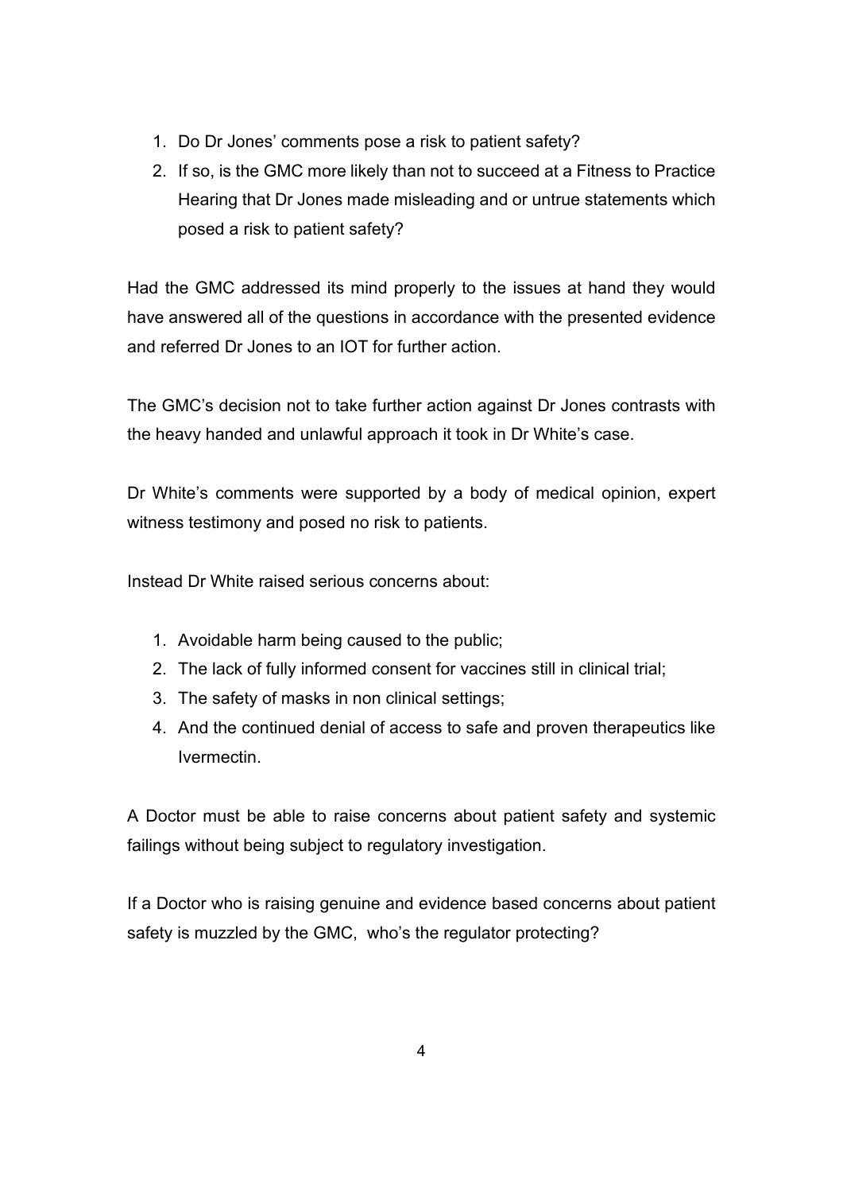1. Do Dr Jones' comments pose a risk to patient safety?
2. If so, is the GMC more likely than not to succeed at a Fitness to Practice Hearing that Dr Jones made misleading and or untrue statements which posed a risk to patient safety?

Had the GMC addressed its mind properly to the issues at hand they would have answered all of the questions in accordance with the presented evidence and referred Dr Jones to an IOT for further action.

The GMC's decision not to take further action against Dr Jones contrasts with the heavy handed and unlawful approach it took in Dr White's case.

Dr White's comments were supported by a body of medical opinion, expert witness testimony and posed no risk to patients.

Instead Dr White raised serious concerns about:

1. Avoidable harm being caused to the public;
2. The lack of fully informed consent for vaccines still in clinical trial;
3. The safety of masks in non clinical settings;
4. And the continued denial of access to safe and proven therapeutics like Ivermectin.

A Doctor must be able to raise concerns about patient safety and systemic failings without being subject to regulatory investigation.

If a Doctor who is raising genuine and evidence based concerns about patient safety is muzzled by the GMC, who's the regulator protecting?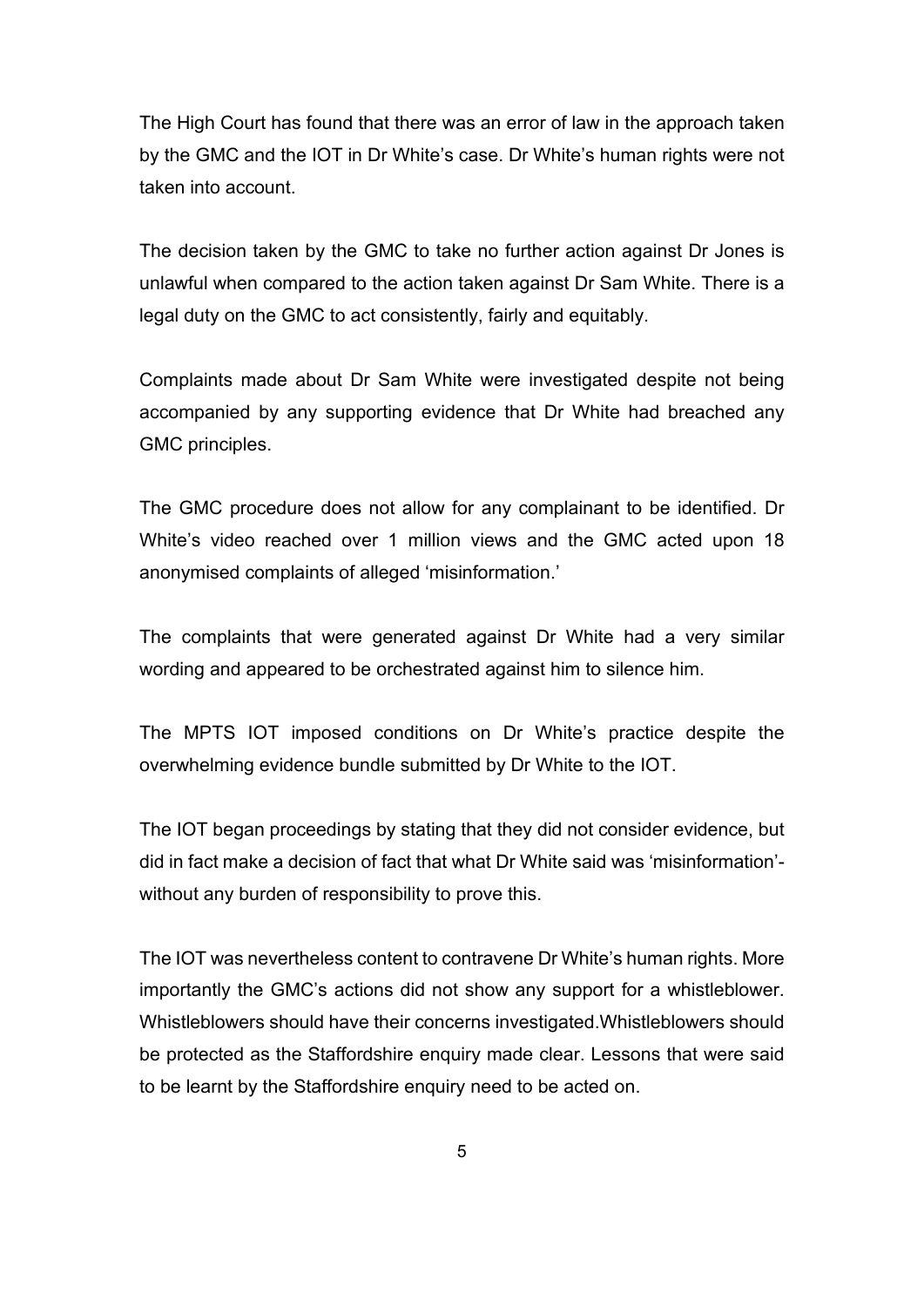The High Court has found that there was an error of law in the approach taken by the GMC and the IOT in Dr White's case. Dr White's human rights were not taken into account.

The decision taken by the GMC to take no further action against Dr Jones is unlawful when compared to the action taken against Dr Sam White. There is a legal duty on the GMC to act consistently, fairly and equitably.

Complaints made about Dr Sam White were investigated despite not being accompanied by any supporting evidence that Dr White had breached any GMC principles.

The GMC procedure does not allow for any complainant to be identified. Dr White's video reached over 1 million views and the GMC acted upon 18 anonymised complaints of alleged 'misinformation.'

The complaints that were generated against Dr White had a very similar wording and appeared to be orchestrated against him to silence him.

The MPTS IOT imposed conditions on Dr White's practice despite the overwhelming evidence bundle submitted by Dr White to the IOT.

The IOT began proceedings by stating that they did not consider evidence, but did in fact make a decision of fact that what Dr White said was 'misinformation'- without any burden of responsibility to prove this.

The IOT was nevertheless content to contravene Dr White's human rights. More importantly the GMC's actions did not show any support for a whistleblower. Whistleblowers should have their concerns investigated.Whistleblowers should be protected as the Staffordshire enquiry made clear. Lessons that were said to be learnt by the Staffordshire enquiry need to be acted on.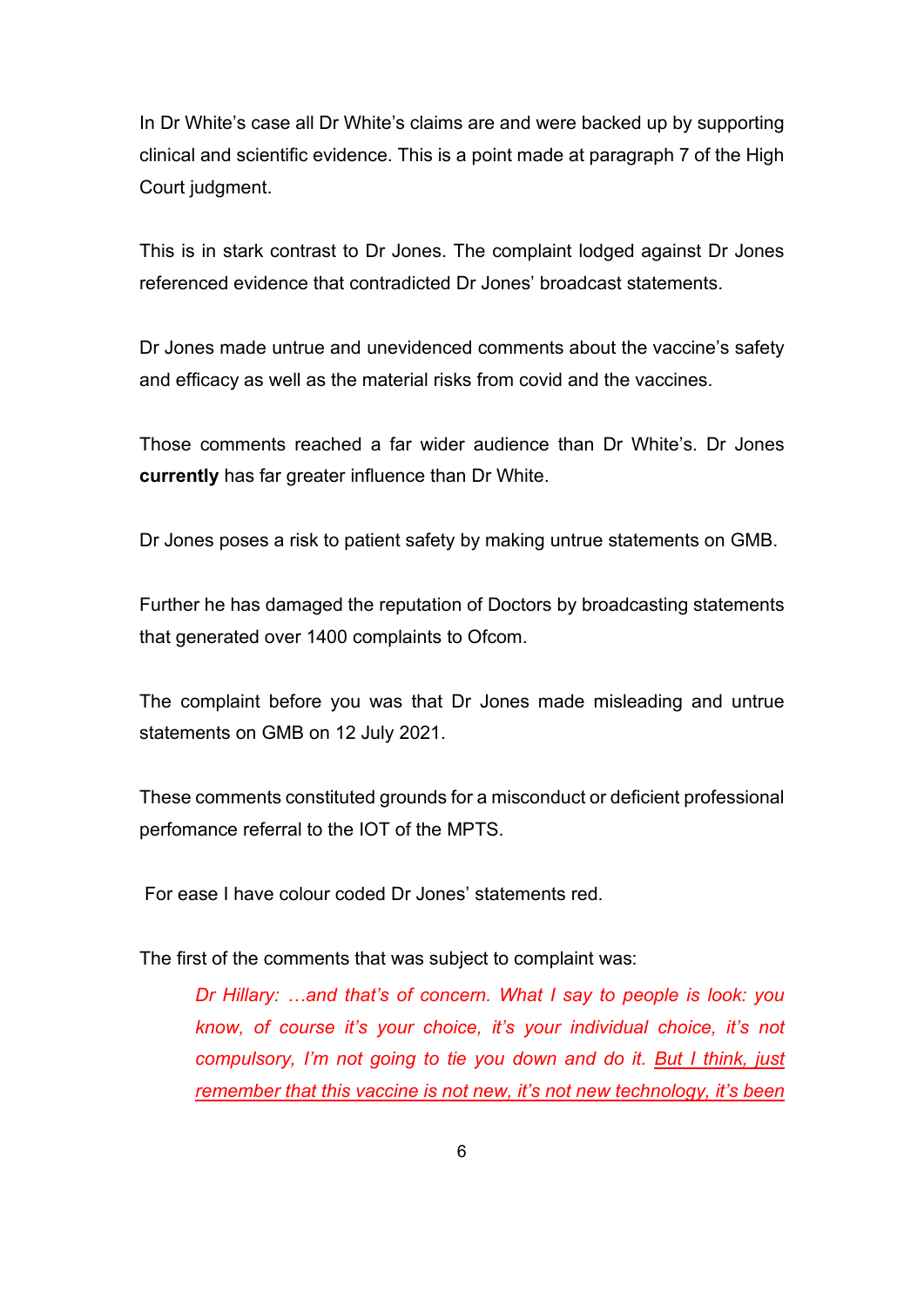In Dr White's case all Dr White's claims are and were backed up by supporting clinical and scientific evidence. This is a point made at paragraph 7 of the High Court judgment.

This is in stark contrast to Dr Jones. The complaint lodged against Dr Jones referenced evidence that contradicted Dr Jones' broadcast statements.

Dr Jones made untrue and unevidenced comments about the vaccine's safety and efficacy as well as the material risks from covid and the vaccines.

Those comments reached a far wider audience than Dr White's. Dr Jones **currently** has far greater influence than Dr White.

Dr Jones poses a risk to patient safety by making untrue statements on GMB.

Further he has damaged the reputation of Doctors by broadcasting statements that generated over 1400 complaints to Ofcom.

The complaint before you was that Dr Jones made misleading and untrue statements on GMB on 12 July 2021.

These comments constituted grounds for a misconduct or deficient professional perfomance referral to the IOT of the MPTS.

For ease I have colour coded Dr Jones' statements red.

The first of the comments that was subject to complaint was:

> *Dr Hillary: …and that's of concern. What I say to people is look: you know, of course it's your choice, it's your individual choice, it's not compulsory, I'm not going to tie you down and do it. <u>But I think, just remember that this vaccine is not new, it's not new technology, it's been</u>*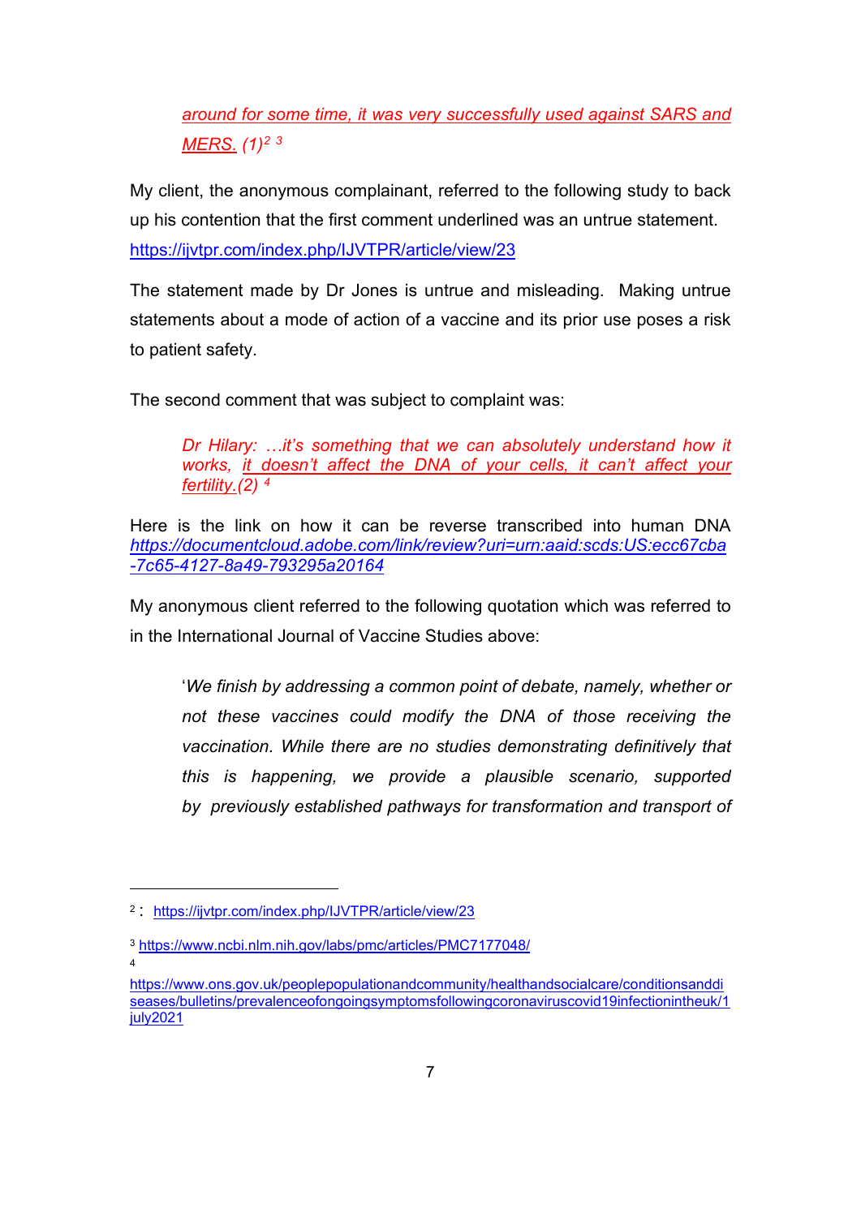> *around for some time, it was very successfully used against SARS and MERS. (1)*[2] [3]

My client, the anonymous complainant, referred to the following study to back up his contention that the first comment underlined was an untrue statement. https://ijvtpr.com/index.php/IJVTPR/article/view/23

The statement made by Dr Jones is untrue and misleading. Making untrue statements about a mode of action of a vaccine and its prior use poses a risk to patient safety.

The second comment that was subject to complaint was:

> *Dr Hilary: …it's something that we can absolutely understand how it works, it doesn't affect the DNA of your cells, it can't affect your fertility.(2)* [4]

Here is the link on how it can be reverse transcribed into human DNA *https://documentcloud.adobe.com/link/review?uri=urn:aaid:scds:US:ecc67cba-7c65-4127-8a49-793295a20164*

My anonymous client referred to the following quotation which was referred to in the International Journal of Vaccine Studies above:

> '*We finish by addressing a common point of debate, namely, whether or not these vaccines could modify the DNA of those receiving the vaccination. While there are no studies demonstrating definitively that this is happening, we provide a plausible scenario, supported by previously established pathways for transformation and transport of*

---

[2] : https://ijvtpr.com/index.php/IJVTPR/article/view/23

[3] https://www.ncbi.nlm.nih.gov/labs/pmc/articles/PMC7177048/

[4] https://www.ons.gov.uk/peoplepopulationandcommunity/healthandsocialcare/conditionsanddiseases/bulletins/prevalenceofongoingsymptomsfollowingcoronaviruscovid19infectionintheuk/1july2021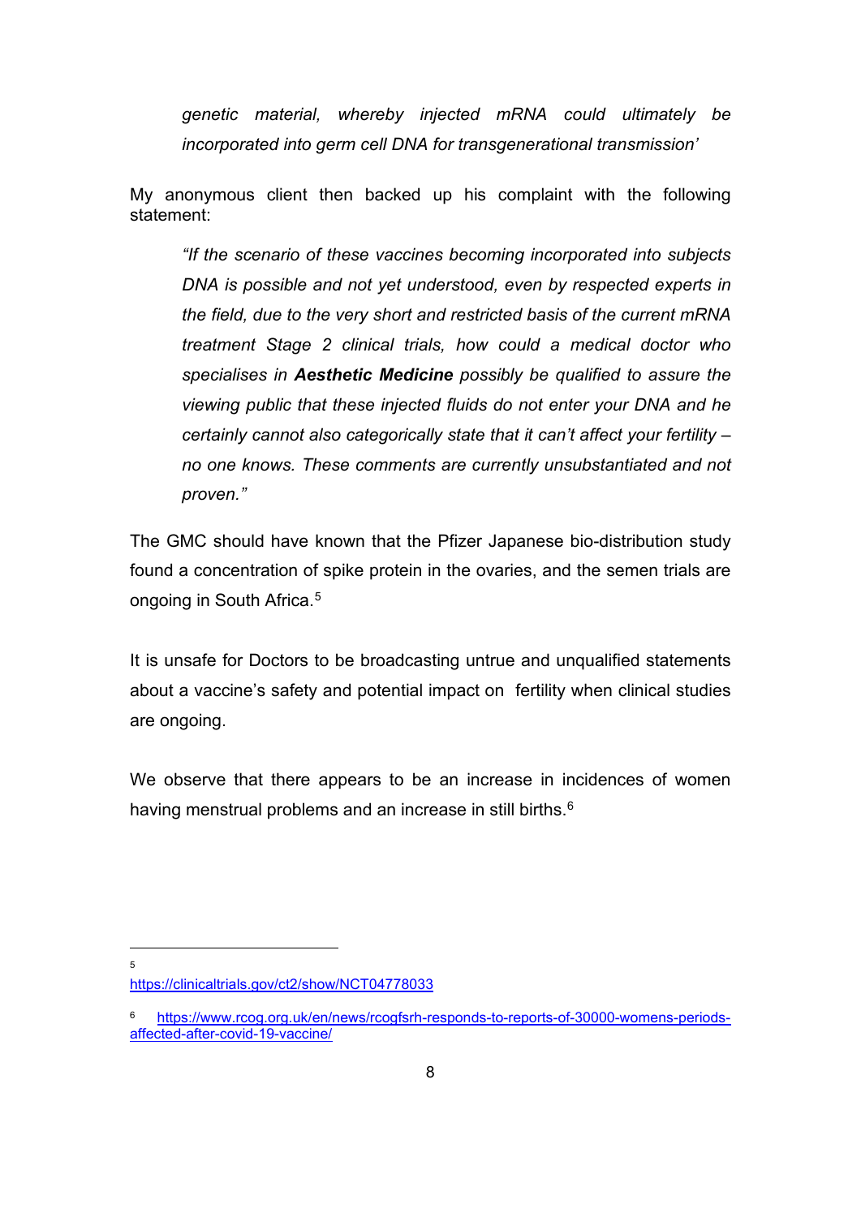> *genetic material, whereby injected mRNA could ultimately be incorporated into germ cell DNA for transgenerational transmission'*

My anonymous client then backed up his complaint with the following statement:

> *"If the scenario of these vaccines becoming incorporated into subjects DNA is possible and not yet understood, even by respected experts in the field, due to the very short and restricted basis of the current mRNA treatment Stage 2 clinical trials, how could a medical doctor who specialises in* ***Aesthetic Medicine*** *possibly be qualified to assure the viewing public that these injected fluids do not enter your DNA and he certainly cannot also categorically state that it can't affect your fertility – no one knows. These comments are currently unsubstantiated and not proven."*

The GMC should have known that the Pfizer Japanese bio-distribution study found a concentration of spike protein in the ovaries, and the semen trials are ongoing in South Africa.[5]

It is unsafe for Doctors to be broadcasting untrue and unqualified statements about a vaccine's safety and potential impact on fertility when clinical studies are ongoing.

We observe that there appears to be an increase in incidences of women having menstrual problems and an increase in still births.[6]

---

[5] https://clinicaltrials.gov/ct2/show/NCT04778033

[6] https://www.rcog.org.uk/en/news/rcogfsrh-responds-to-reports-of-30000-womens-periods-affected-after-covid-19-vaccine/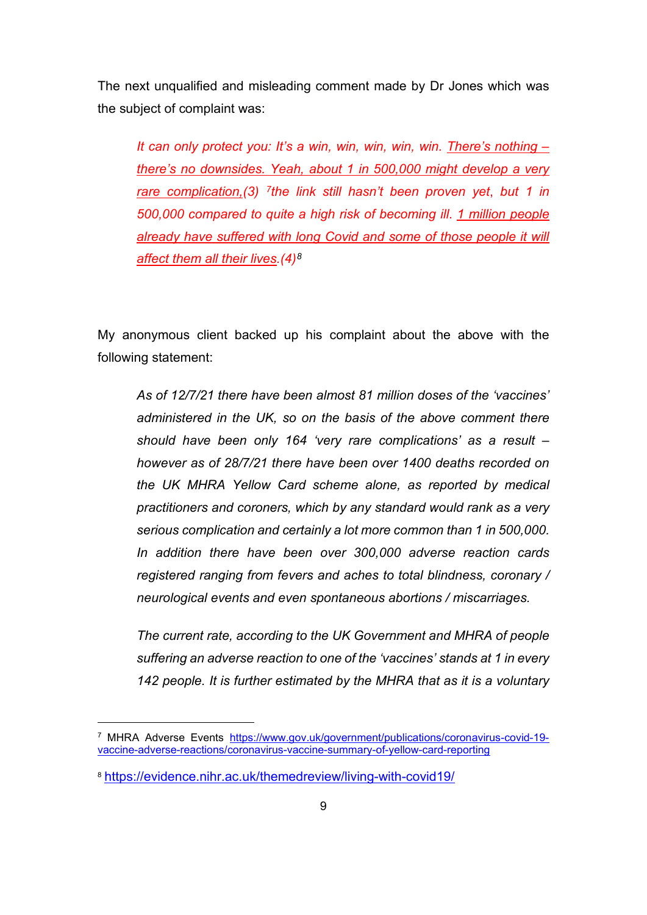The next unqualified and misleading comment made by Dr Jones which was the subject of complaint was:

> *It can only protect you: It's a win, win, win, win, win. There's nothing – there's no downsides. Yeah, about 1 in 500,000 might develop a very rare complication,(3) [7]the link still hasn't been proven yet, but 1 in 500,000 compared to quite a high risk of becoming ill. 1 million people already have suffered with long Covid and some of those people it will affect them all their lives.(4)[8]*

My anonymous client backed up his complaint about the above with the following statement:

> *As of 12/7/21 there have been almost 81 million doses of the 'vaccines' administered in the UK, so on the basis of the above comment there should have been only 164 'very rare complications' as a result – however as of 28/7/21 there have been over 1400 deaths recorded on the UK MHRA Yellow Card scheme alone, as reported by medical practitioners and coroners, which by any standard would rank as a very serious complication and certainly a lot more common than 1 in 500,000. In addition there have been over 300,000 adverse reaction cards registered ranging from fevers and aches to total blindness, coronary / neurological events and even spontaneous abortions / miscarriages.*
>
> *The current rate, according to the UK Government and MHRA of people suffering an adverse reaction to one of the 'vaccines' stands at 1 in every 142 people. It is further estimated by the MHRA that as it is a voluntary*

---

[7] MHRA Adverse Events https://www.gov.uk/government/publications/coronavirus-covid-19-vaccine-adverse-reactions/coronavirus-vaccine-summary-of-yellow-card-reporting

[8] https://evidence.nihr.ac.uk/themedreview/living-with-covid19/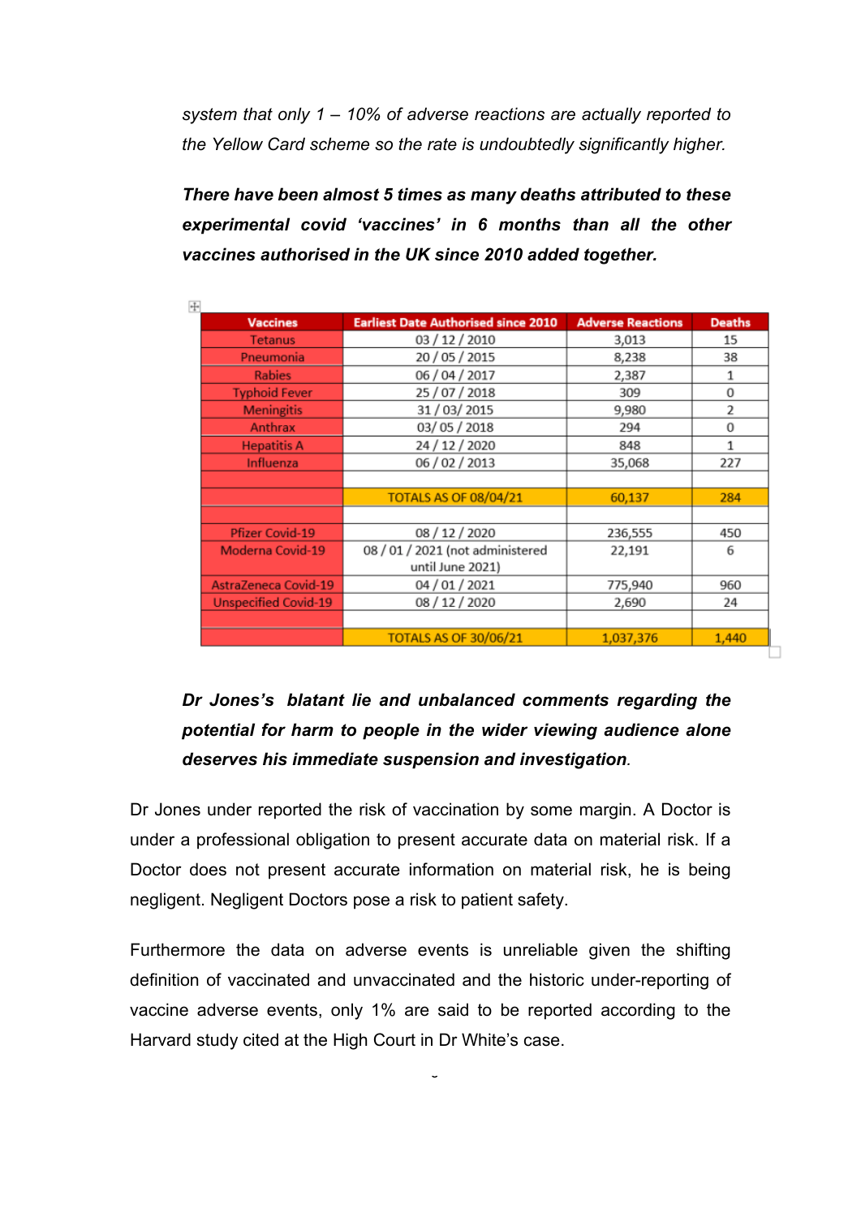*system that only 1 – 10% of adverse reactions are actually reported to the Yellow Card scheme so the rate is undoubtedly significantly higher.*

***There have been almost 5 times as many deaths attributed to these experimental covid 'vaccines' in 6 months than all the other vaccines authorised in the UK since 2010 added together.***

| Vaccines | Earliest Date Authorised since 2010 | Adverse Reactions | Deaths |
|---|---|---|---|
| Tetanus | 03 / 12 / 2010 | 3,013 | 15 |
| Pneumonia | 20 / 05 / 2015 | 8,238 | 38 |
| Rabies | 06 / 04 / 2017 | 2,387 | 1 |
| Typhoid Fever | 25 / 07 / 2018 | 309 | 0 |
| Meningitis | 31 / 03/ 2015 | 9,980 | 2 |
| Anthrax | 03/ 05 / 2018 | 294 | 0 |
| Hepatitis A | 24 / 12 / 2020 | 848 | 1 |
| Influenza | 06 / 02 / 2013 | 35,068 | 227 |
| | | | |
| | TOTALS AS OF 08/04/21 | 60,137 | 284 |
| | | | |
| Pfizer Covid-19 | 08 / 12 / 2020 | 236,555 | 450 |
| Moderna Covid-19 | 08 / 01 / 2021 (not administered until June 2021) | 22,191 | 6 |
| AstraZeneca Covid-19 | 04 / 01 / 2021 | 775,940 | 960 |
| Unspecified Covid-19 | 08 / 12 / 2020 | 2,690 | 24 |
| | | | |
| | TOTALS AS OF 30/06/21 | 1,037,376 | 1,440 |

***Dr Jones's blatant lie and unbalanced comments regarding the potential for harm to people in the wider viewing audience alone deserves his immediate suspension and investigation.***

Dr Jones under reported the risk of vaccination by some margin. A Doctor is under a professional obligation to present accurate data on material risk. If a Doctor does not present accurate information on material risk, he is being negligent. Negligent Doctors pose a risk to patient safety.

Furthermore the data on adverse events is unreliable given the shifting definition of vaccinated and unvaccinated and the historic under-reporting of vaccine adverse events, only 1% are said to be reported according to the Harvard study cited at the High Court in Dr White's case.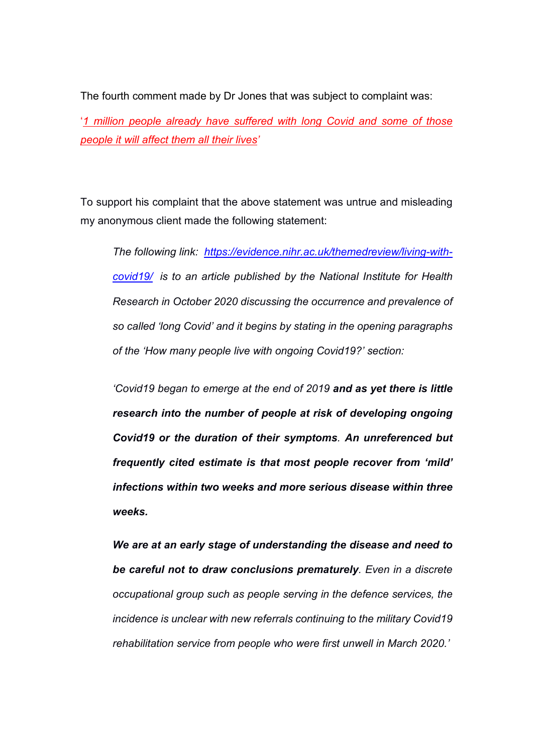The fourth comment made by Dr Jones that was subject to complaint was:

'*1 million people already have suffered with long Covid and some of those people it will affect them all their lives*'

To support his complaint that the above statement was untrue and misleading my anonymous client made the following statement:

> *The following link: https://evidence.nihr.ac.uk/themedreview/living-with-covid19/ is to an article published by the National Institute for Health Research in October 2020 discussing the occurrence and prevalence of so called 'long Covid' and it begins by stating in the opening paragraphs of the 'How many people live with ongoing Covid19?' section:*
>
> *'Covid19 began to emerge at the end of 2019* ***and as yet there is little research into the number of people at risk of developing ongoing Covid19 or the duration of their symptoms****.* ***An unreferenced but frequently cited estimate is that most people recover from 'mild' infections within two weeks and more serious disease within three weeks.***
>
> ***We are at an early stage of understanding the disease and need to be careful not to draw conclusions prematurely****. Even in a discrete occupational group such as people serving in the defence services, the incidence is unclear with new referrals continuing to the military Covid19 rehabilitation service from people who were first unwell in March 2020.'*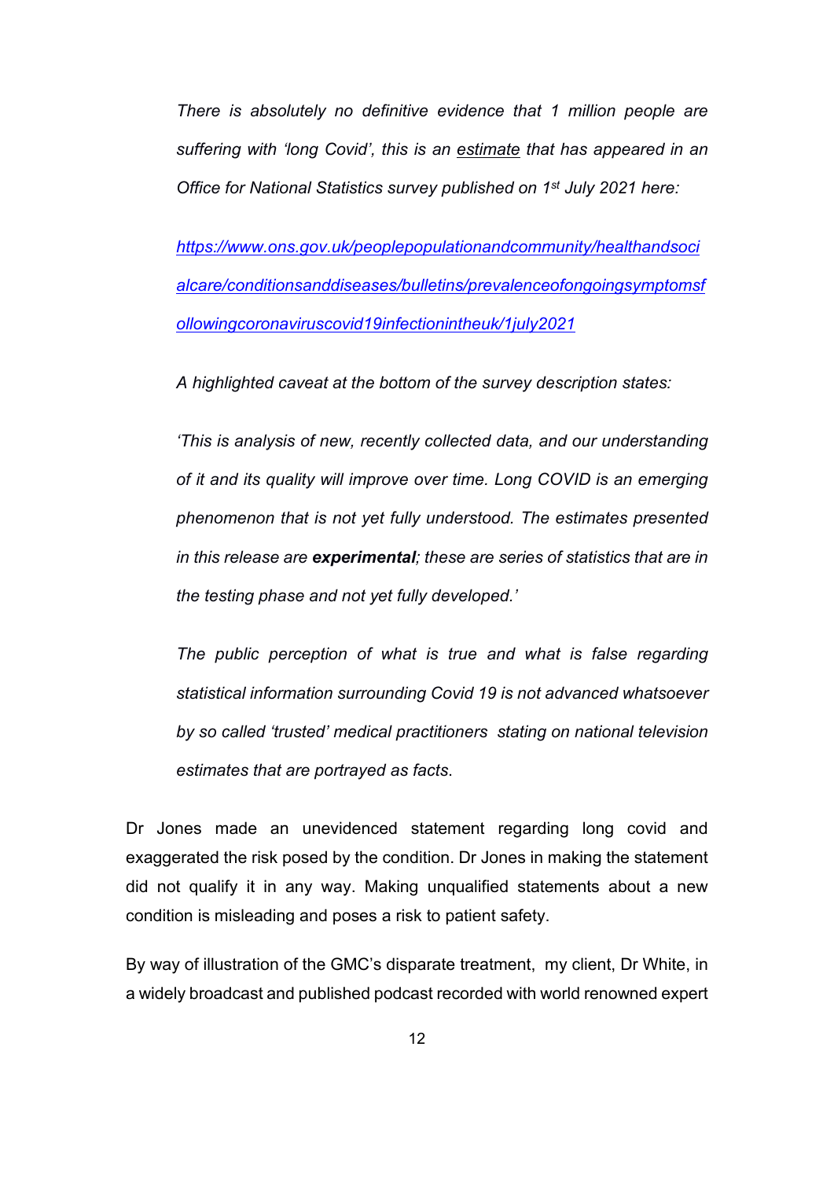*There is absolutely no definitive evidence that 1 million people are suffering with 'long Covid', this is an estimate that has appeared in an Office for National Statistics survey published on 1st July 2021 here:*

*[https://www.ons.gov.uk/peoplepopulationandcommunity/healthandsocialcare/conditionsanddiseases/bulletins/prevalenceofongoingsymptomsfollowingcoronaviruscovid19infectionintheuk/1july2021](https://www.ons.gov.uk/peoplepopulationandcommunity/healthandsocialcare/conditionsanddiseases/bulletins/prevalenceofongoingsymptomsfollowingcoronaviruscovid19infectionintheuk/1july2021)*

*A highlighted caveat at the bottom of the survey description states:*

*'This is analysis of new, recently collected data, and our understanding of it and its quality will improve over time. Long COVID is an emerging phenomenon that is not yet fully understood. The estimates presented in this release are **experimental**; these are series of statistics that are in the testing phase and not yet fully developed.'*

*The public perception of what is true and what is false regarding statistical information surrounding Covid 19 is not advanced whatsoever by so called 'trusted' medical practitioners stating on national television estimates that are portrayed as facts.*

Dr Jones made an unevidenced statement regarding long covid and exaggerated the risk posed by the condition. Dr Jones in making the statement did not qualify it in any way. Making unqualified statements about a new condition is misleading and poses a risk to patient safety.

By way of illustration of the GMC's disparate treatment, my client, Dr White, in a widely broadcast and published podcast recorded with world renowned expert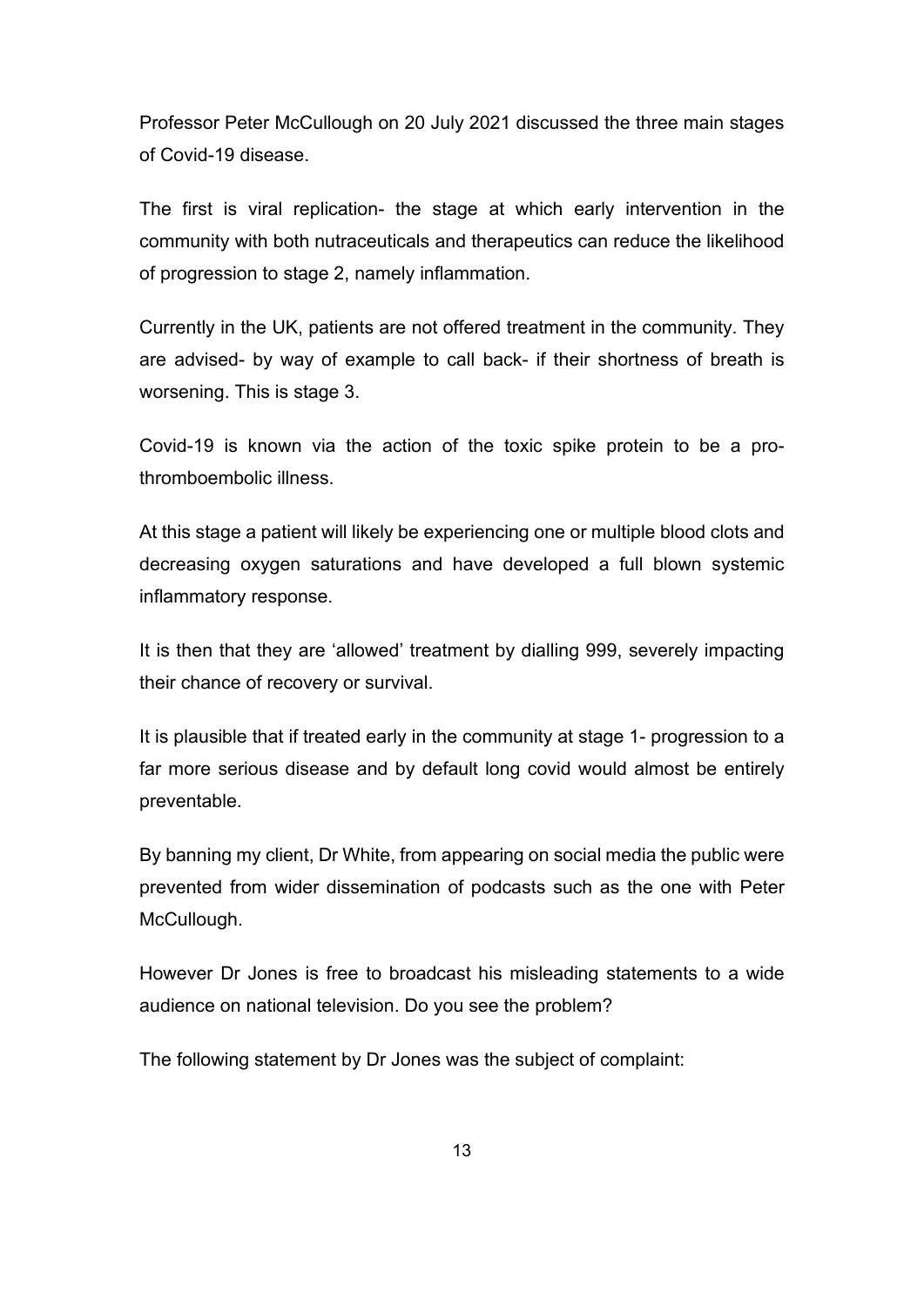Professor Peter McCullough on 20 July 2021 discussed the three main stages of Covid-19 disease.

The first is viral replication- the stage at which early intervention in the community with both nutraceuticals and therapeutics can reduce the likelihood of progression to stage 2, namely inflammation.

Currently in the UK, patients are not offered treatment in the community. They are advised- by way of example to call back- if their shortness of breath is worsening. This is stage 3.

Covid-19 is known via the action of the toxic spike protein to be a pro-thromboembolic illness.

At this stage a patient will likely be experiencing one or multiple blood clots and decreasing oxygen saturations and have developed a full blown systemic inflammatory response.

It is then that they are 'allowed' treatment by dialling 999, severely impacting their chance of recovery or survival.

It is plausible that if treated early in the community at stage 1- progression to a far more serious disease and by default long covid would almost be entirely preventable.

By banning my client, Dr White, from appearing on social media the public were prevented from wider dissemination of podcasts such as the one with Peter McCullough.

However Dr Jones is free to broadcast his misleading statements to a wide audience on national television. Do you see the problem?

The following statement by Dr Jones was the subject of complaint: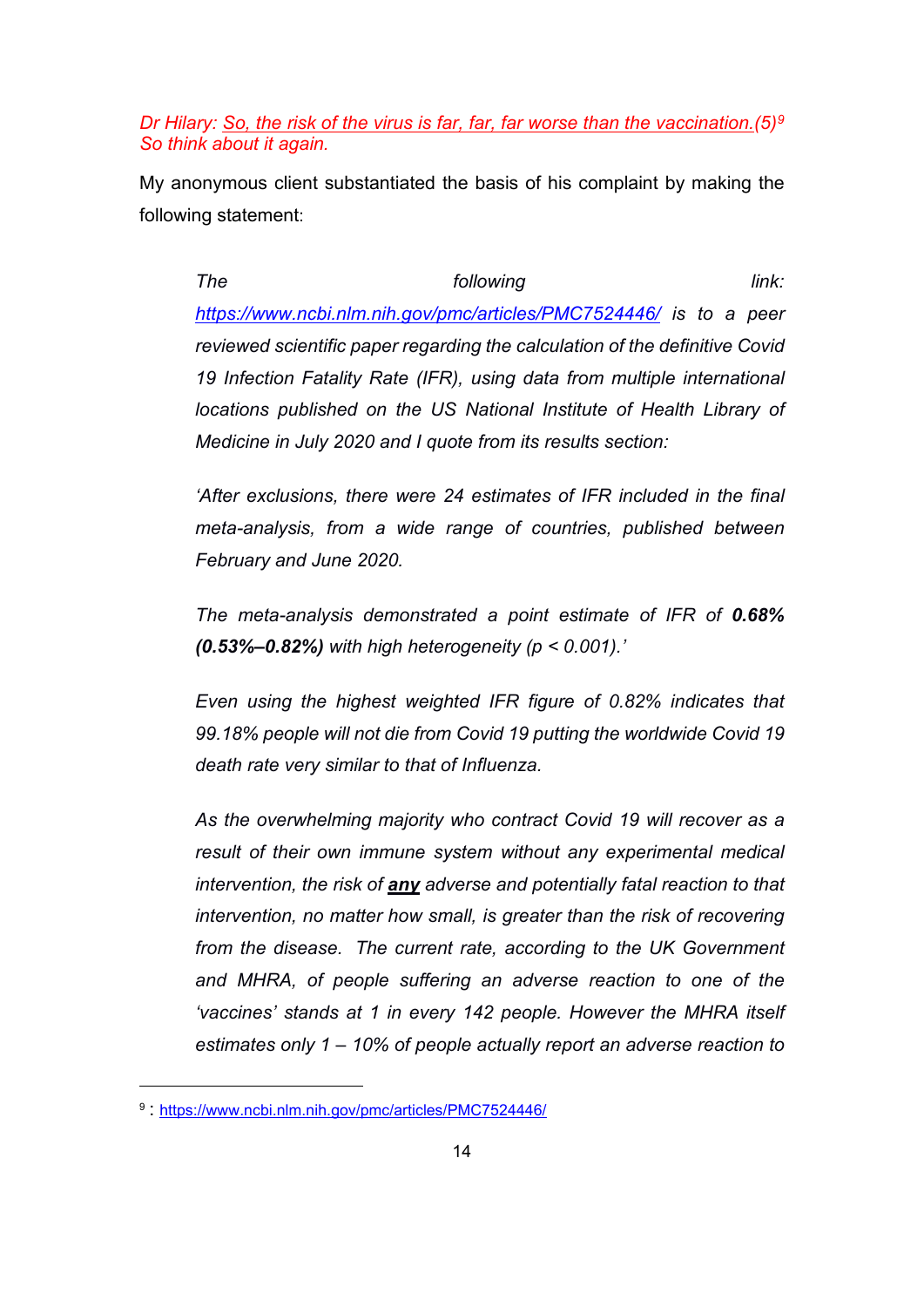*Dr Hilary: So, the risk of the virus is far, far, far worse than the vaccination.(5)*[9] *So think about it again.*

My anonymous client substantiated the basis of his complaint by making the following statement:

> *The following link: https://www.ncbi.nlm.nih.gov/pmc/articles/PMC7524446/ is to a peer reviewed scientific paper regarding the calculation of the definitive Covid 19 Infection Fatality Rate (IFR), using data from multiple international locations published on the US National Institute of Health Library of Medicine in July 2020 and I quote from its results section:*
>
> *'After exclusions, there were 24 estimates of IFR included in the final meta-analysis, from a wide range of countries, published between February and June 2020.*
>
> *The meta-analysis demonstrated a point estimate of IFR of **0.68% (0.53%–0.82%)** with high heterogeneity ($p < 0.001$).'*
>
> *Even using the highest weighted IFR figure of 0.82% indicates that 99.18% people will not die from Covid 19 putting the worldwide Covid 19 death rate very similar to that of Influenza.*
>
> *As the overwhelming majority who contract Covid 19 will recover as a result of their own immune system without any experimental medical intervention, the risk of **any** adverse and potentially fatal reaction to that intervention, no matter how small, is greater than the risk of recovering from the disease. The current rate, according to the UK Government and MHRA, of people suffering an adverse reaction to one of the 'vaccines' stands at 1 in every 142 people. However the MHRA itself estimates only 1 – 10% of people actually report an adverse reaction to*

---

[9] : https://www.ncbi.nlm.nih.gov/pmc/articles/PMC7524446/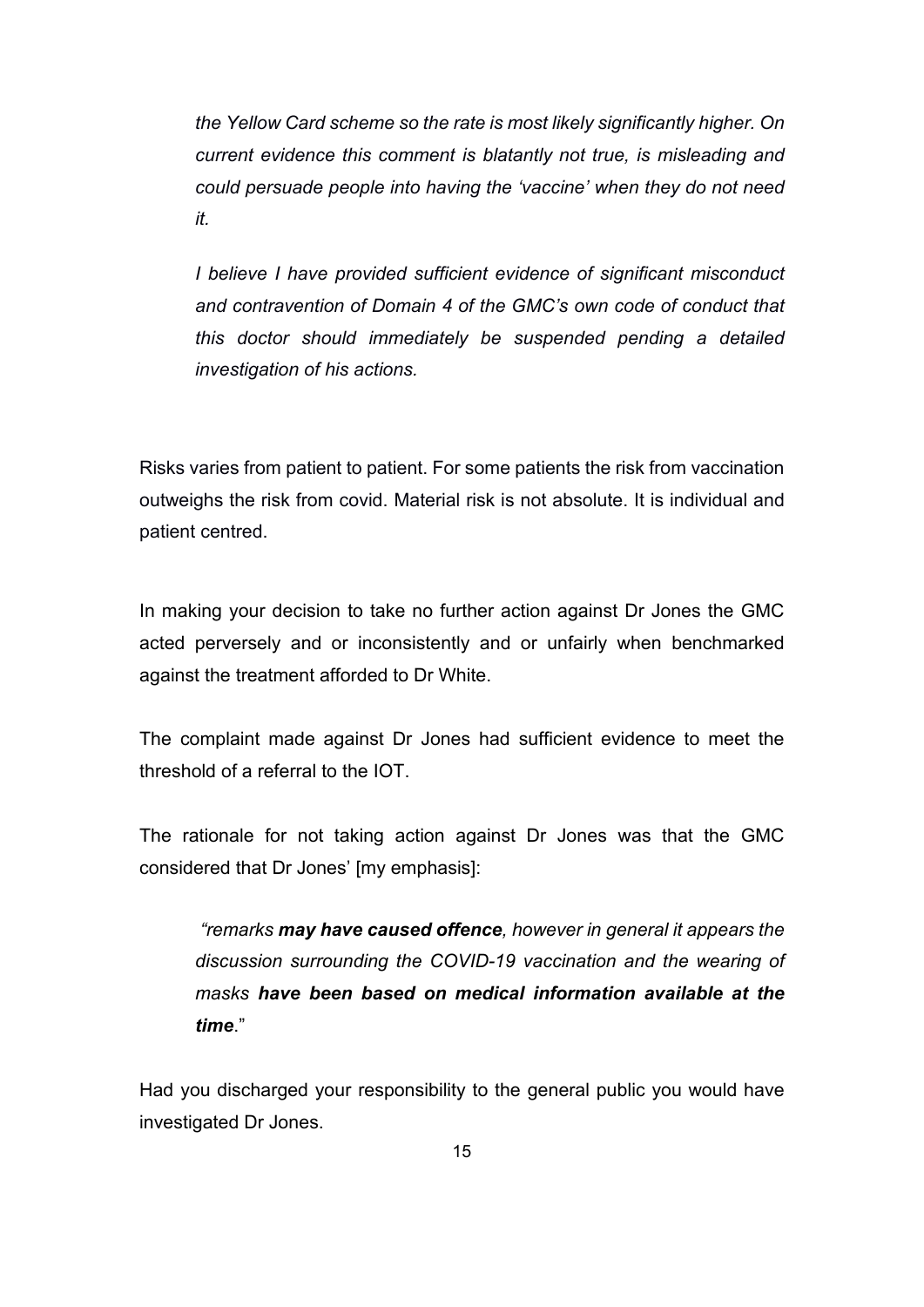*the Yellow Card scheme so the rate is most likely significantly higher. On current evidence this comment is blatantly not true, is misleading and could persuade people into having the 'vaccine' when they do not need it.*

*I believe I have provided sufficient evidence of significant misconduct and contravention of Domain 4 of the GMC's own code of conduct that this doctor should immediately be suspended pending a detailed investigation of his actions.*

Risks varies from patient to patient. For some patients the risk from vaccination outweighs the risk from covid. Material risk is not absolute. It is individual and patient centred.

In making your decision to take no further action against Dr Jones the GMC acted perversely and or inconsistently and or unfairly when benchmarked against the treatment afforded to Dr White.

The complaint made against Dr Jones had sufficient evidence to meet the threshold of a referral to the IOT.

The rationale for not taking action against Dr Jones was that the GMC considered that Dr Jones' [my emphasis]:

> *"remarks **may have caused offence**, however in general it appears the discussion surrounding the COVID-19 vaccination and the wearing of masks **have been based on medical information available at the time**."*

Had you discharged your responsibility to the general public you would have investigated Dr Jones.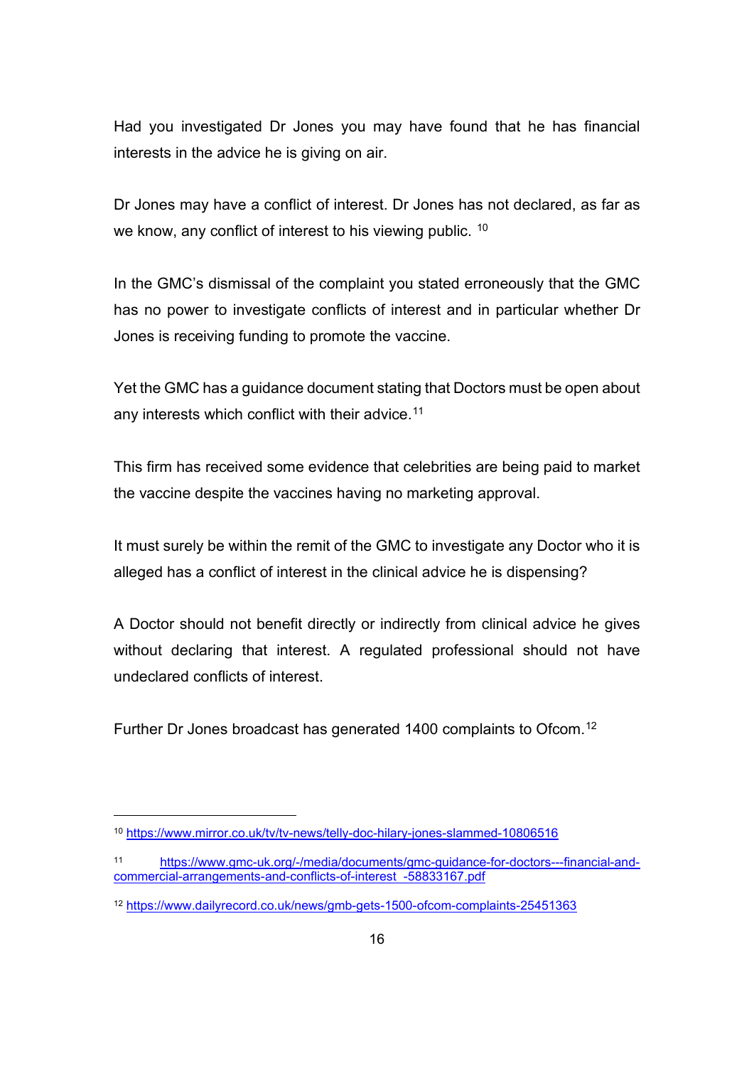Had you investigated Dr Jones you may have found that he has financial interests in the advice he is giving on air.

Dr Jones may have a conflict of interest. Dr Jones has not declared, as far as we know, any conflict of interest to his viewing public. [10]

In the GMC's dismissal of the complaint you stated erroneously that the GMC has no power to investigate conflicts of interest and in particular whether Dr Jones is receiving funding to promote the vaccine.

Yet the GMC has a guidance document stating that Doctors must be open about any interests which conflict with their advice.[11]

This firm has received some evidence that celebrities are being paid to market the vaccine despite the vaccines having no marketing approval.

It must surely be within the remit of the GMC to investigate any Doctor who it is alleged has a conflict of interest in the clinical advice he is dispensing?

A Doctor should not benefit directly or indirectly from clinical advice he gives without declaring that interest. A regulated professional should not have undeclared conflicts of interest.

Further Dr Jones broadcast has generated 1400 complaints to Ofcom.[12]

---

[10] https://www.mirror.co.uk/tv/tv-news/telly-doc-hilary-jones-slammed-10806516

[11] https://www.gmc-uk.org/-/media/documents/gmc-guidance-for-doctors---financial-and-commercial-arrangements-and-conflicts-of-interest_-58833167.pdf

[12] https://www.dailyrecord.co.uk/news/gmb-gets-1500-ofcom-complaints-25451363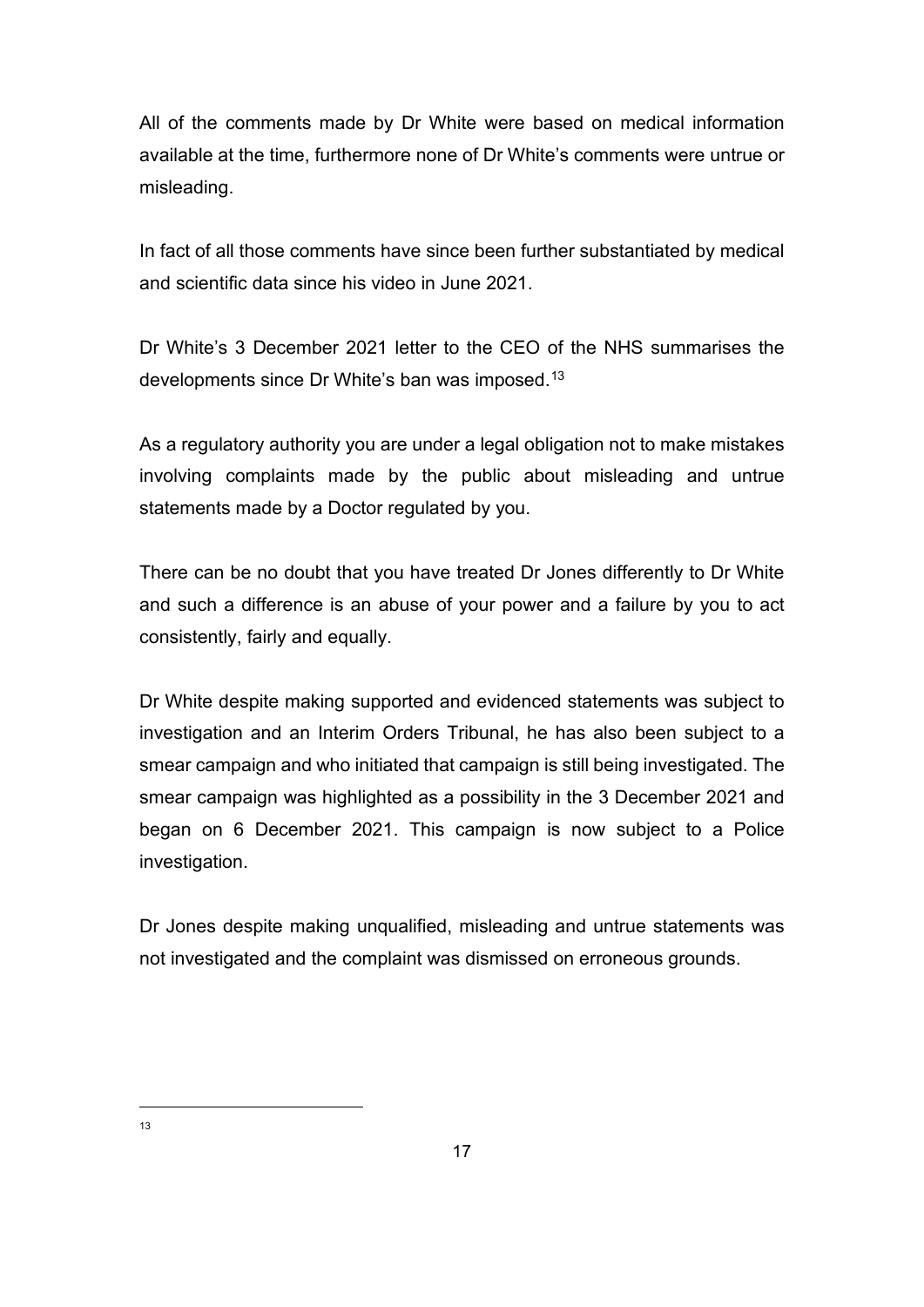All of the comments made by Dr White were based on medical information available at the time, furthermore none of Dr White's comments were untrue or misleading.

In fact of all those comments have since been further substantiated by medical and scientific data since his video in June 2021.

Dr White's 3 December 2021 letter to the CEO of the NHS summarises the developments since Dr White's ban was imposed.[13]

As a regulatory authority you are under a legal obligation not to make mistakes involving complaints made by the public about misleading and untrue statements made by a Doctor regulated by you.

There can be no doubt that you have treated Dr Jones differently to Dr White and such a difference is an abuse of your power and a failure by you to act consistently, fairly and equally.

Dr White despite making supported and evidenced statements was subject to investigation and an Interim Orders Tribunal, he has also been subject to a smear campaign and who initiated that campaign is still being investigated. The smear campaign was highlighted as a possibility in the 3 December 2021 and began on 6 December 2021. This campaign is now subject to a Police investigation.

Dr Jones despite making unqualified, misleading and untrue statements was not investigated and the complaint was dismissed on erroneous grounds.

---

[13]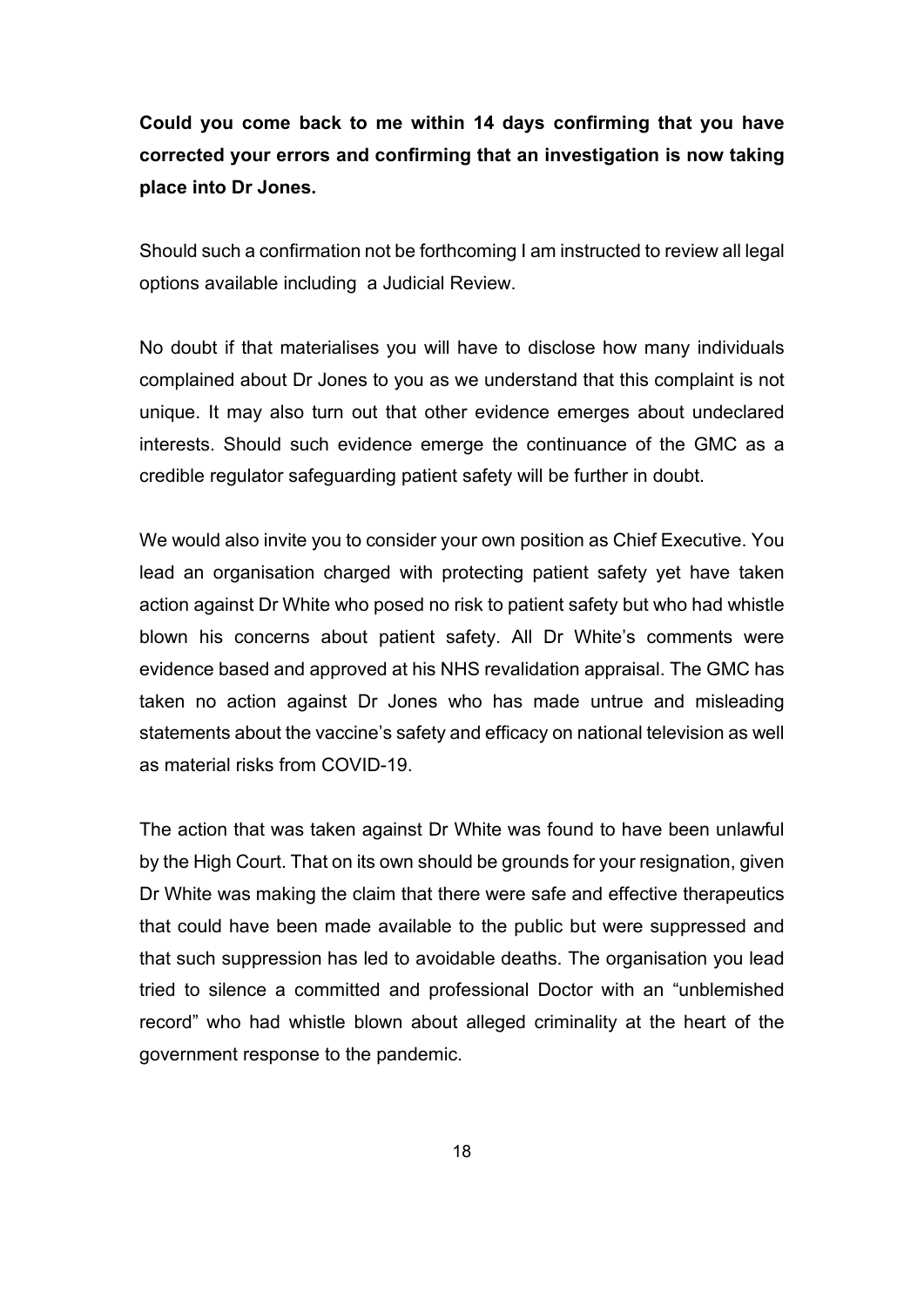**Could you come back to me within 14 days confirming that you have corrected your errors and confirming that an investigation is now taking place into Dr Jones.**

Should such a confirmation not be forthcoming I am instructed to review all legal options available including  a Judicial Review.

No doubt if that materialises you will have to disclose how many individuals complained about Dr Jones to you as we understand that this complaint is not unique. It may also turn out that other evidence emerges about undeclared interests. Should such evidence emerge the continuance of the GMC as a credible regulator safeguarding patient safety will be further in doubt.

We would also invite you to consider your own position as Chief Executive. You lead an organisation charged with protecting patient safety yet have taken action against Dr White who posed no risk to patient safety but who had whistle blown his concerns about patient safety. All Dr White's comments were evidence based and approved at his NHS revalidation appraisal. The GMC has taken no action against Dr Jones who has made untrue and misleading statements about the vaccine's safety and efficacy on national television as well as material risks from COVID-19.

The action that was taken against Dr White was found to have been unlawful by the High Court. That on its own should be grounds for your resignation, given Dr White was making the claim that there were safe and effective therapeutics that could have been made available to the public but were suppressed and that such suppression has led to avoidable deaths. The organisation you lead tried to silence a committed and professional Doctor with an "unblemished record" who had whistle blown about alleged criminality at the heart of the government response to the pandemic.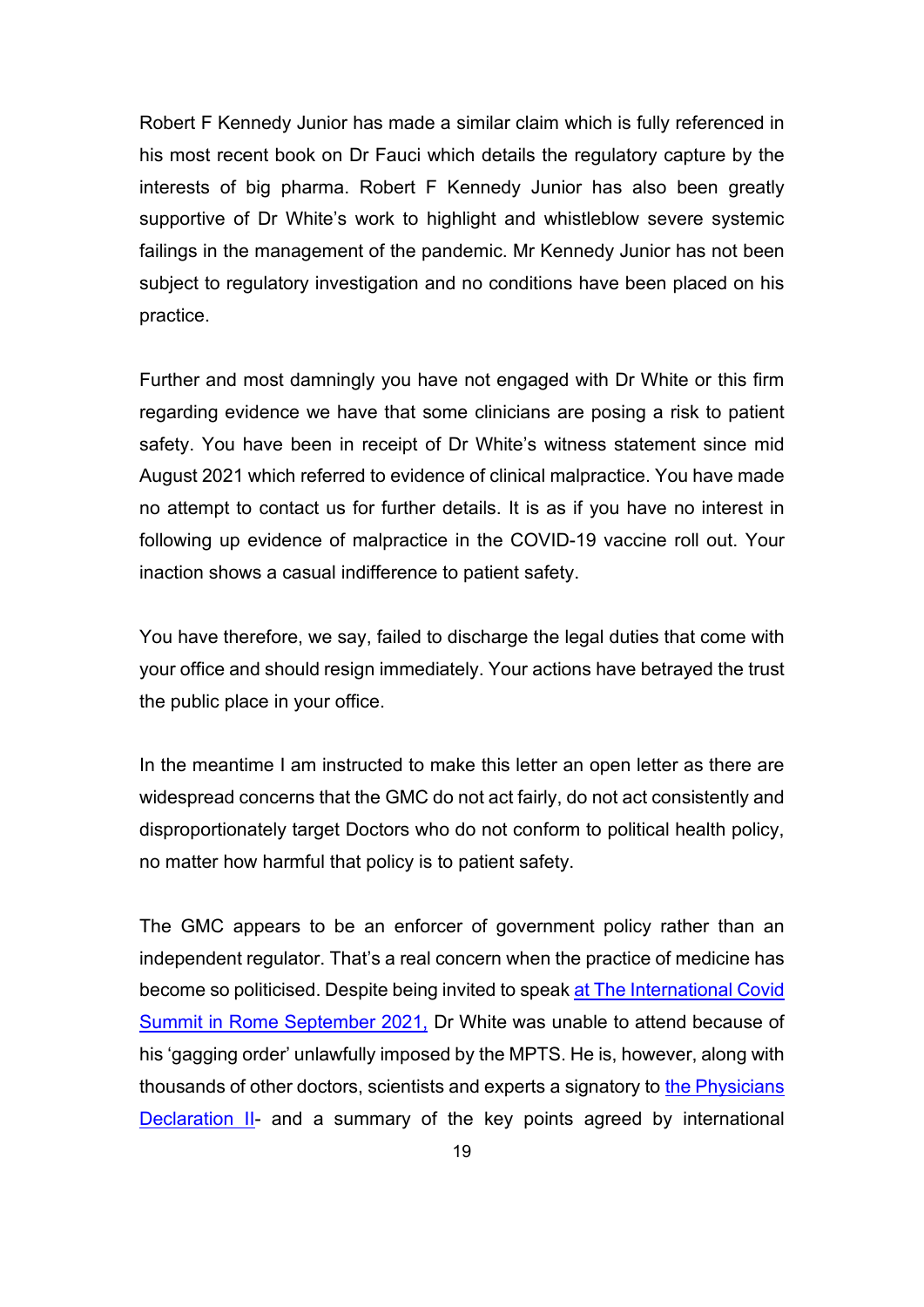Robert F Kennedy Junior has made a similar claim which is fully referenced in his most recent book on Dr Fauci which details the regulatory capture by the interests of big pharma. Robert F Kennedy Junior has also been greatly supportive of Dr White's work to highlight and whistleblow severe systemic failings in the management of the pandemic. Mr Kennedy Junior has not been subject to regulatory investigation and no conditions have been placed on his practice.

Further and most damningly you have not engaged with Dr White or this firm regarding evidence we have that some clinicians are posing a risk to patient safety. You have been in receipt of Dr White's witness statement since mid August 2021 which referred to evidence of clinical malpractice. You have made no attempt to contact us for further details. It is as if you have no interest in following up evidence of malpractice in the COVID-19 vaccine roll out. Your inaction shows a casual indifference to patient safety.

You have therefore, we say, failed to discharge the legal duties that come with your office and should resign immediately. Your actions have betrayed the trust the public place in your office.

In the meantime I am instructed to make this letter an open letter as there are widespread concerns that the GMC do not act fairly, do not act consistently and disproportionately target Doctors who do not conform to political health policy, no matter how harmful that policy is to patient safety.

The GMC appears to be an enforcer of government policy rather than an independent regulator. That's a real concern when the practice of medicine has become so politicised. Despite being invited to speak at The International Covid Summit in Rome September 2021, Dr White was unable to attend because of his 'gagging order' unlawfully imposed by the MPTS. He is, however, along with thousands of other doctors, scientists and experts a signatory to the Physicians Declaration II- and a summary of the key points agreed by international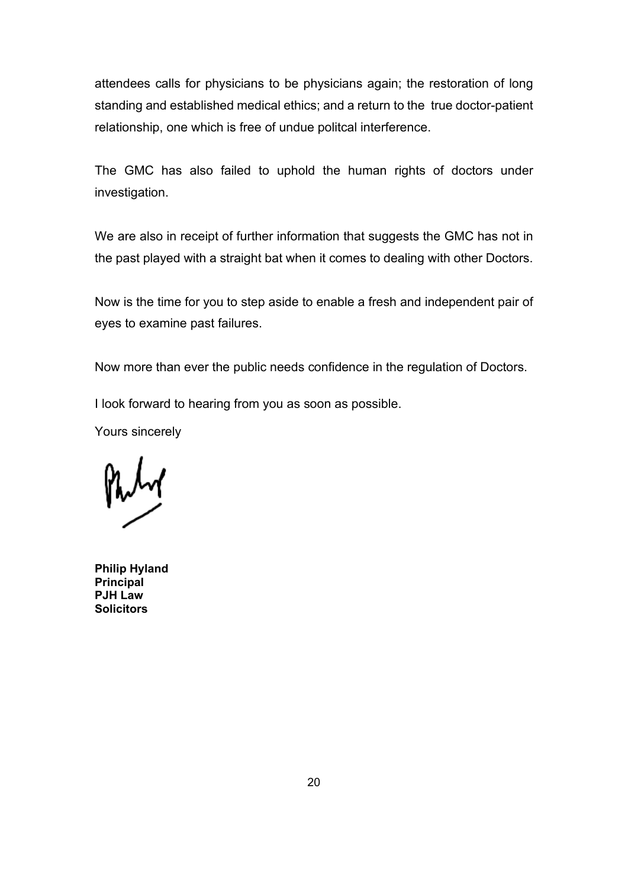attendees calls for physicians to be physicians again; the restoration of long standing and established medical ethics; and a return to the true doctor-patient relationship, one which is free of undue politcal interference.

The GMC has also failed to uphold the human rights of doctors under investigation.

We are also in receipt of further information that suggests the GMC has not in the past played with a straight bat when it comes to dealing with other Doctors.

Now is the time for you to step aside to enable a fresh and independent pair of eyes to examine past failures.

Now more than ever the public needs confidence in the regulation of Doctors.

I look forward to hearing from you as soon as possible.

Yours sincerely

**Philip Hyland**
**Principal**
**PJH Law**
**Solicitors**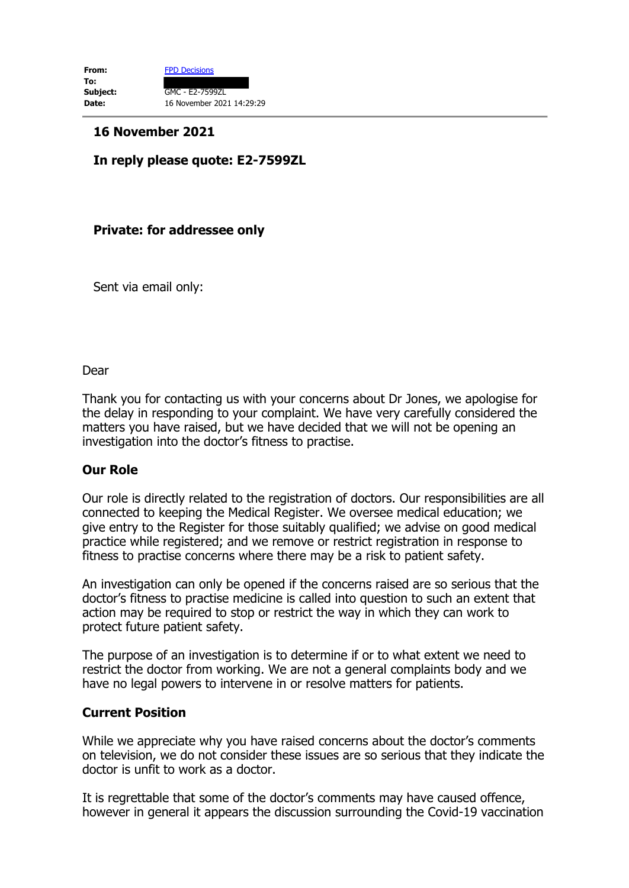| | |
|---|---|
| **From:** | FPD Decisions |
| **To:** | |
| **Subject:** | GMC - E2-7599ZL |
| **Date:** | 16 November 2021 14:29:29 |

**16 November 2021**

**In reply please quote: E2-7599ZL**

**Private: for addressee only**

Sent via email only:

Dear

Thank you for contacting us with your concerns about Dr Jones, we apologise for the delay in responding to your complaint. We have very carefully considered the matters you have raised, but we have decided that we will not be opening an investigation into the doctor's fitness to practise.

### Our Role

Our role is directly related to the registration of doctors. Our responsibilities are all connected to keeping the Medical Register. We oversee medical education; we give entry to the Register for those suitably qualified; we advise on good medical practice while registered; and we remove or restrict registration in response to fitness to practise concerns where there may be a risk to patient safety.

An investigation can only be opened if the concerns raised are so serious that the doctor's fitness to practise medicine is called into question to such an extent that action may be required to stop or restrict the way in which they can work to protect future patient safety.

The purpose of an investigation is to determine if or to what extent we need to restrict the doctor from working. We are not a general complaints body and we have no legal powers to intervene in or resolve matters for patients.

### Current Position

While we appreciate why you have raised concerns about the doctor's comments on television, we do not consider these issues are so serious that they indicate the doctor is unfit to work as a doctor.

It is regrettable that some of the doctor's comments may have caused offence, however in general it appears the discussion surrounding the Covid-19 vaccination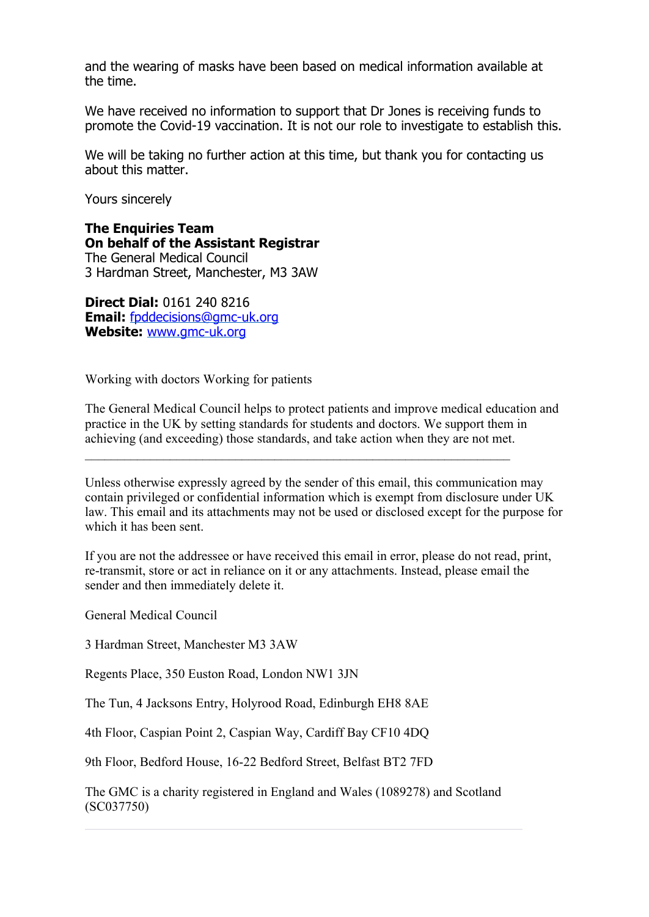and the wearing of masks have been based on medical information available at the time.

We have received no information to support that Dr Jones is receiving funds to promote the Covid-19 vaccination. It is not our role to investigate to establish this.

We will be taking no further action at this time, but thank you for contacting us about this matter.

Yours sincerely

**The Enquiries Team**
**On behalf of the Assistant Registrar**
The General Medical Council
3 Hardman Street, Manchester, M3 3AW

**Direct Dial:** 0161 240 8216
**Email:** [fpddecisions@gmc-uk.org](mailto:fpddecisions@gmc-uk.org)
**Website:** [www.gmc-uk.org](http://www.gmc-uk.org)

Working with doctors Working for patients

The General Medical Council helps to protect patients and improve medical education and practice in the UK by setting standards for students and doctors. We support them in achieving (and exceeding) those standards, and take action when they are not met.

---

Unless otherwise expressly agreed by the sender of this email, this communication may contain privileged or confidential information which is exempt from disclosure under UK law. This email and its attachments may not be used or disclosed except for the purpose for which it has been sent.

If you are not the addressee or have received this email in error, please do not read, print, re-transmit, store or act in reliance on it or any attachments. Instead, please email the sender and then immediately delete it.

General Medical Council

3 Hardman Street, Manchester M3 3AW

Regents Place, 350 Euston Road, London NW1 3JN

The Tun, 4 Jacksons Entry, Holyrood Road, Edinburgh EH8 8AE

4th Floor, Caspian Point 2, Caspian Way, Cardiff Bay CF10 4DQ

9th Floor, Bedford House, 16-22 Bedford Street, Belfast BT2 7FD

The GMC is a charity registered in England and Wales (1089278) and Scotland (SC037750)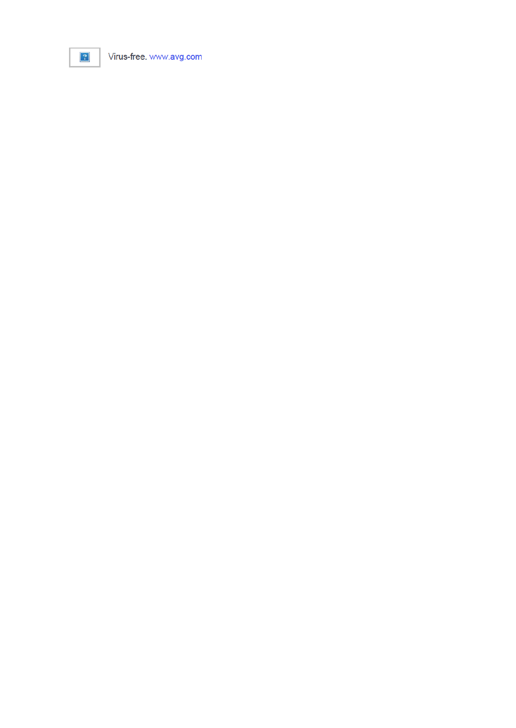Virus-free. www.avg.com